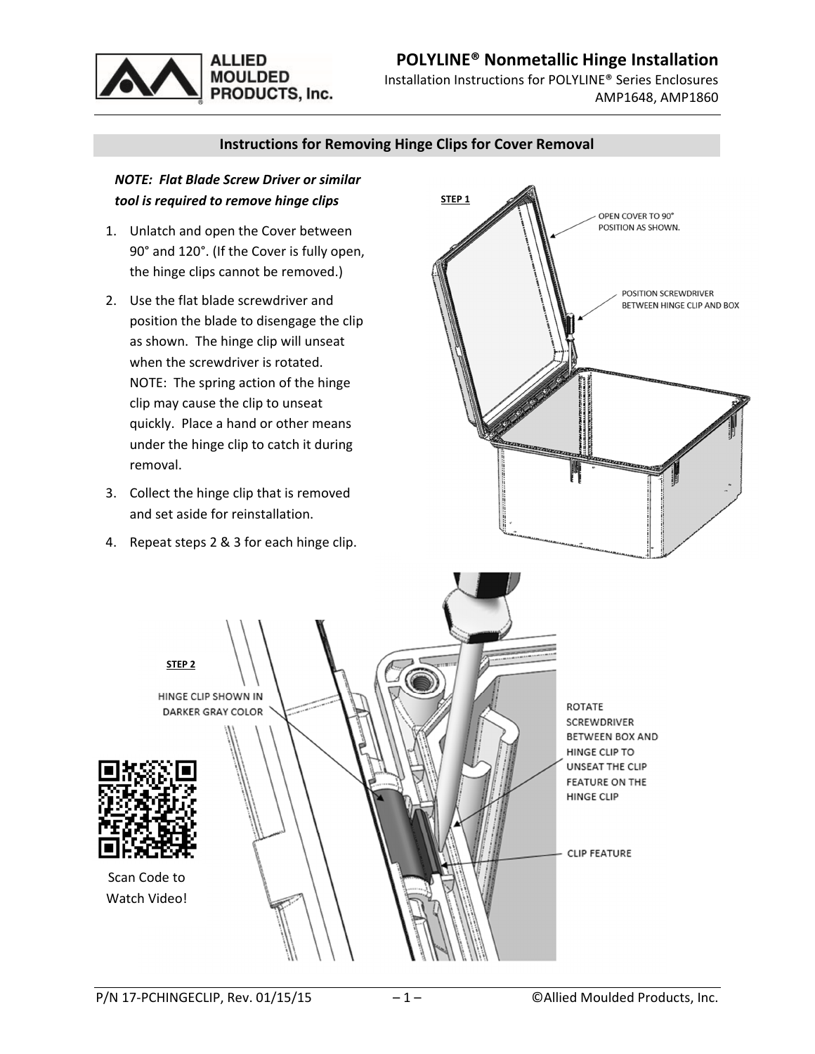# POLYLINE® Nonmetallic Hinge Installation

Installation Instructions for POLYLINE® Series Enclosures
AMP1648, AMP1860

## Instructions for Removing Hinge Clips for Cover Removal

***NOTE: Flat Blade Screw Driver or similar tool is required to remove hinge clips***

1. Unlatch and open the Cover between 90° and 120°. (If the Cover is fully open, the hinge clips cannot be removed.)
2. Use the flat blade screwdriver and position the blade to disengage the clip as shown. The hinge clip will unseat when the screwdriver is rotated. NOTE: The spring action of the hinge clip may cause the clip to unseat quickly. Place a hand or other means under the hinge clip to catch it during removal.
3. Collect the hinge clip that is removed and set aside for reinstallation.
4. Repeat steps 2 & 3 for each hinge clip.

**STEP 1**

OPEN COVER TO 90° POSITION AS SHOWN.

POSITION SCREWDRIVER BETWEEN HINGE CLIP AND BOX

**STEP 2**

HINGE CLIP SHOWN IN DARKER GRAY COLOR

ROTATE SCREWDRIVER BETWEEN BOX AND HINGE CLIP TO UNSEAT THE CLIP FEATURE ON THE HINGE CLIP

CLIP FEATURE

Scan Code to Watch Video!

P/N 17-PCHINGECLIP, Rev. 01/15/15 ©Allied Moulded Products, Inc.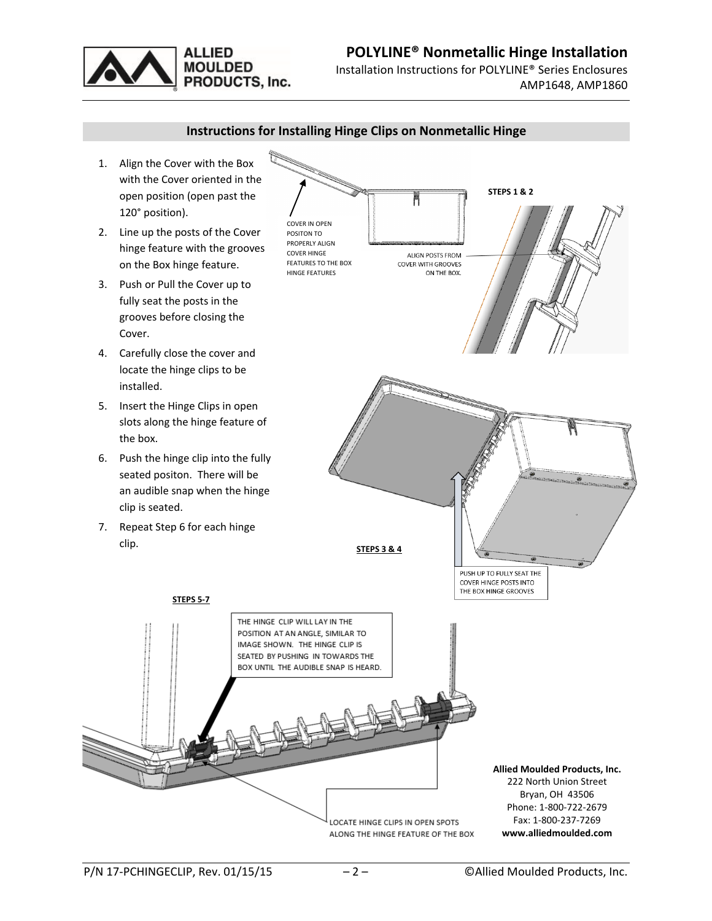## Instructions for Installing Hinge Clips on Nonmetallic Hinge

1. Align the Cover with the Box with the Cover oriented in the open position (open past the 120° position).
2. Line up the posts of the Cover hinge feature with the grooves on the Box hinge feature.
3. Push or Pull the Cover up to fully seat the posts in the grooves before closing the Cover.
4. Carefully close the cover and locate the hinge clips to be installed.
5. Insert the Hinge Clips in open slots along the hinge feature of the box.
6. Push the hinge clip into the fully seated positon. There will be an audible snap when the hinge clip is seated.
7. Repeat Step 6 for each hinge clip.

**STEPS 1 & 2**

COVER IN OPEN POSITON TO PROPERLY ALIGN COVER HINGE FEATURES TO THE BOX HINGE FEATURES

ALIGN POSTS FROM COVER WITH GROOVES ON THE BOX.

**STEPS 3 & 4**

PUSH UP TO FULLY SEAT THE COVER HINGE POSTS INTO THE BOX HINGE GROOVES

**STEPS 5-7**

THE HINGE CLIP WILL LAY IN THE POSITION AT AN ANGLE, SIMILAR TO IMAGE SHOWN. THE HINGE CLIP IS SEATED BY PUSHING IN TOWARDS THE BOX UNTIL THE AUDIBLE SNAP IS HEARD.

LOCATE HINGE CLIPS IN OPEN SPOTS ALONG THE HINGE FEATURE OF THE BOX

**Allied Moulded Products, Inc.**
222 North Union Street
Bryan, OH 43506
Phone: 1-800-722-2679
Fax: 1-800-237-7269
**www.alliedmoulded.com**